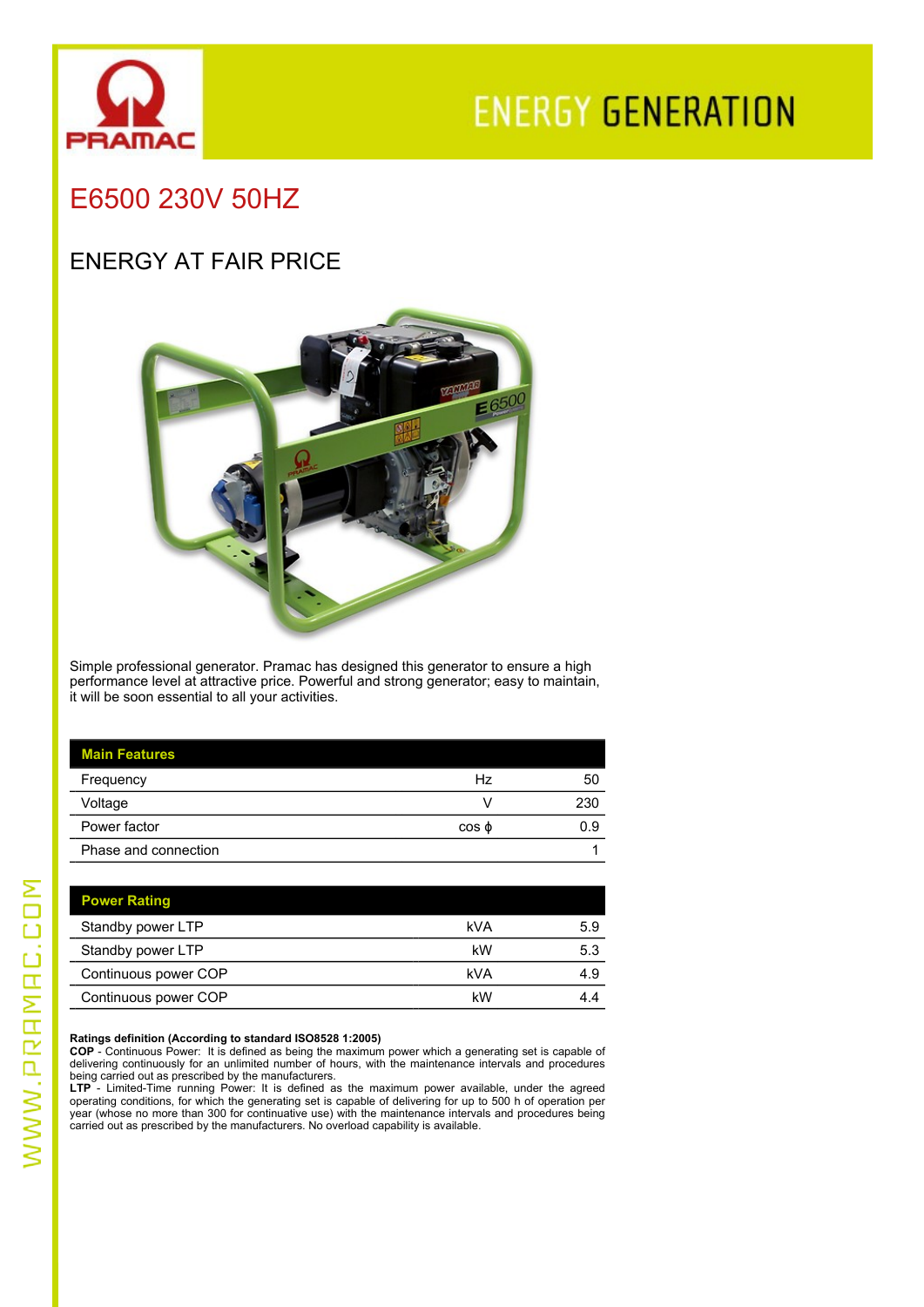PRAMAC

ENERGY GENERATION

# E6500 230V 50HZ

## ENERGY AT FAIR PRICE

Simple professional generator. Pramac has designed this generator to ensure a high performance level at attractive price. Powerful and strong generator; easy to maintain, it will be soon essential to all your activities.

| Main Features | | |
|---|---|---|
| Frequency | Hz | 50 |
| Voltage | V | 230 |
| Power factor | cos ϕ | 0.9 |
| Phase and connection | | 1 |

| Power Rating | | |
|---|---|---|
| Standby power LTP | kVA | 5.9 |
| Standby power LTP | kW | 5.3 |
| Continuous power COP | kVA | 4.9 |
| Continuous power COP | kW | 4.4 |

**Ratings definition (According to standard ISO8528 1:2005)**
**COP** - Continuous Power: It is defined as being the maximum power which a generating set is capable of delivering continuously for an unlimited number of hours, with the maintenance intervals and procedures being carried out as prescribed by the manufacturers.
**LTP** - Limited-Time running Power: It is defined as the maximum power available, under the agreed operating conditions, for which the generating set is capable of delivering for up to 500 h of operation per year (whose no more than 300 for continuative use) with the maintenance intervals and procedures being carried out as prescribed by the manufacturers. No overload capability is available.

WWW.PRAMAC.COM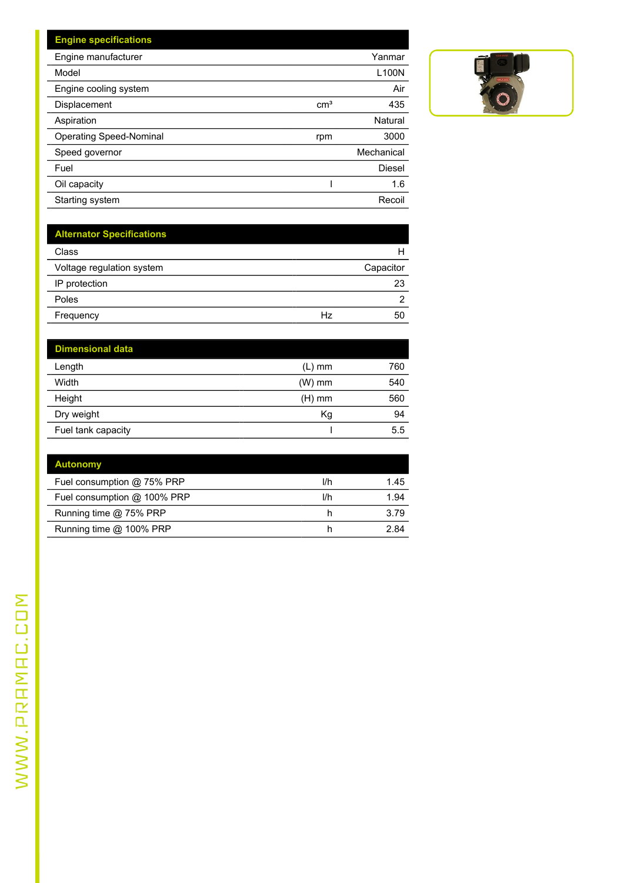| Engine specifications | | |
|---|---|---|
| Engine manufacturer | | Yanmar |
| Model | | L100N |
| Engine cooling system | | Air |
| Displacement | $cm^3$ | 435 |
| Aspiration | | Natural |
| Operating Speed-Nominal | rpm | 3000 |
| Speed governor | | Mechanical |
| Fuel | | Diesel |
| Oil capacity | l | 1.6 |
| Starting system | | Recoil |

| Alternator Specifications | | |
|---|---|---|
| Class | | H |
| Voltage regulation system | | Capacitor |
| IP protection | | 23 |
| Poles | | 2 |
| Frequency | Hz | 50 |

| Dimensional data | | |
|---|---|---|
| Length | (L) mm | 760 |
| Width | (W) mm | 540 |
| Height | (H) mm | 560 |
| Dry weight | Kg | 94 |
| Fuel tank capacity | l | 5.5 |

| Autonomy | | |
|---|---|---|
| Fuel consumption @ 75% PRP | l/h | 1.45 |
| Fuel consumption @ 100% PRP | l/h | 1.94 |
| Running time @ 75% PRP | h | 3.79 |
| Running time @ 100% PRP | h | 2.84 |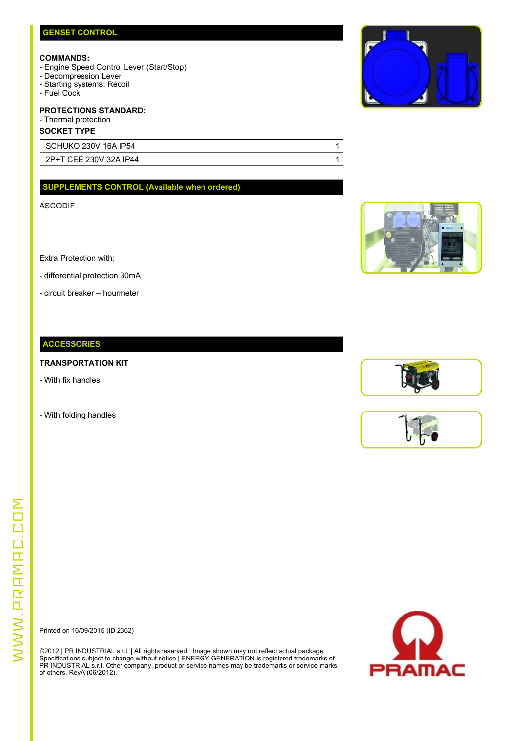## GENSET CONTROL

**COMMANDS:**
- Engine Speed Control Lever (Start/Stop)
- Decompression Lever
- Starting systems: Recoil
- Fuel Cock

**PROTECTIONS STANDARD:**
- Thermal protection

**SOCKET TYPE**

| | |
|---|---|
| SCHUKO 230V 16A IP54 | 1 |
| 2P+T CEE 230V 32A IP44 | 1 |

## SUPPLEMENTS CONTROL (Available when ordered)

ASCODIF

Extra Protection with:

- differential protection 30mA

- circuit breaker – hourmeter

## ACCESSORIES

**TRANSPORTATION KIT**

- With fix handles

- With folding handles

Printed on 16/09/2015 (ID 2362)

©2012 | PR INDUSTRIAL s.r.l. | All rights reserved | Image shown may not reflect actual package. Specifications subject to change without notice | ENERGY GENERATION is registered trademarks of PR INDUSTRIAL s.r.l. Other company, product or service names may be trademarks or service marks of others. RevA (06/2012).